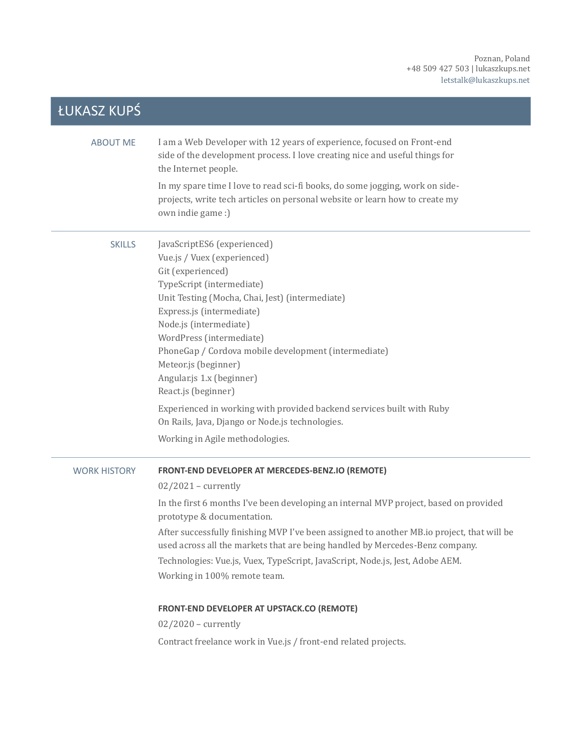Poznan, Poland
+48 509 427 503 | lukaszkups.net
letstalk@lukaszkups.net

# ŁUKASZ KUPŚ

## ABOUT ME

I am a Web Developer with 12 years of experience, focused on Front-end side of the development process. I love creating nice and useful things for the Internet people.

In my spare time I love to read sci-fi books, do some jogging, work on side-projects, write tech articles on personal website or learn how to create my own indie game :)

## SKILLS

JavaScriptES6 (experienced)
Vue.js / Vuex (experienced)
Git (experienced)
TypeScript (intermediate)
Unit Testing (Mocha, Chai, Jest) (intermediate)
Express.js (intermediate)
Node.js (intermediate)
WordPress (intermediate)
PhoneGap / Cordova mobile development (intermediate)
Meteor.js (beginner)
Angular.js 1.x (beginner)
React.js (beginner)

Experienced in working with provided backend services built with Ruby On Rails, Java, Django or Node.js technologies.

Working in Agile methodologies.

## WORK HISTORY

### FRONT-END DEVELOPER AT MERCEDES-BENZ.IO (REMOTE)

02/2021 – currently

In the first 6 months I've been developing an internal MVP project, based on provided prototype & documentation.

After successfully finishing MVP I've been assigned to another MB.io project, that will be used across all the markets that are being handled by Mercedes-Benz company.

Technologies: Vue.js, Vuex, TypeScript, JavaScript, Node.js, Jest, Adobe AEM.

Working in 100% remote team.

### FRONT-END DEVELOPER AT UPSTACK.CO (REMOTE)

02/2020 – currently

Contract freelance work in Vue.js / front-end related projects.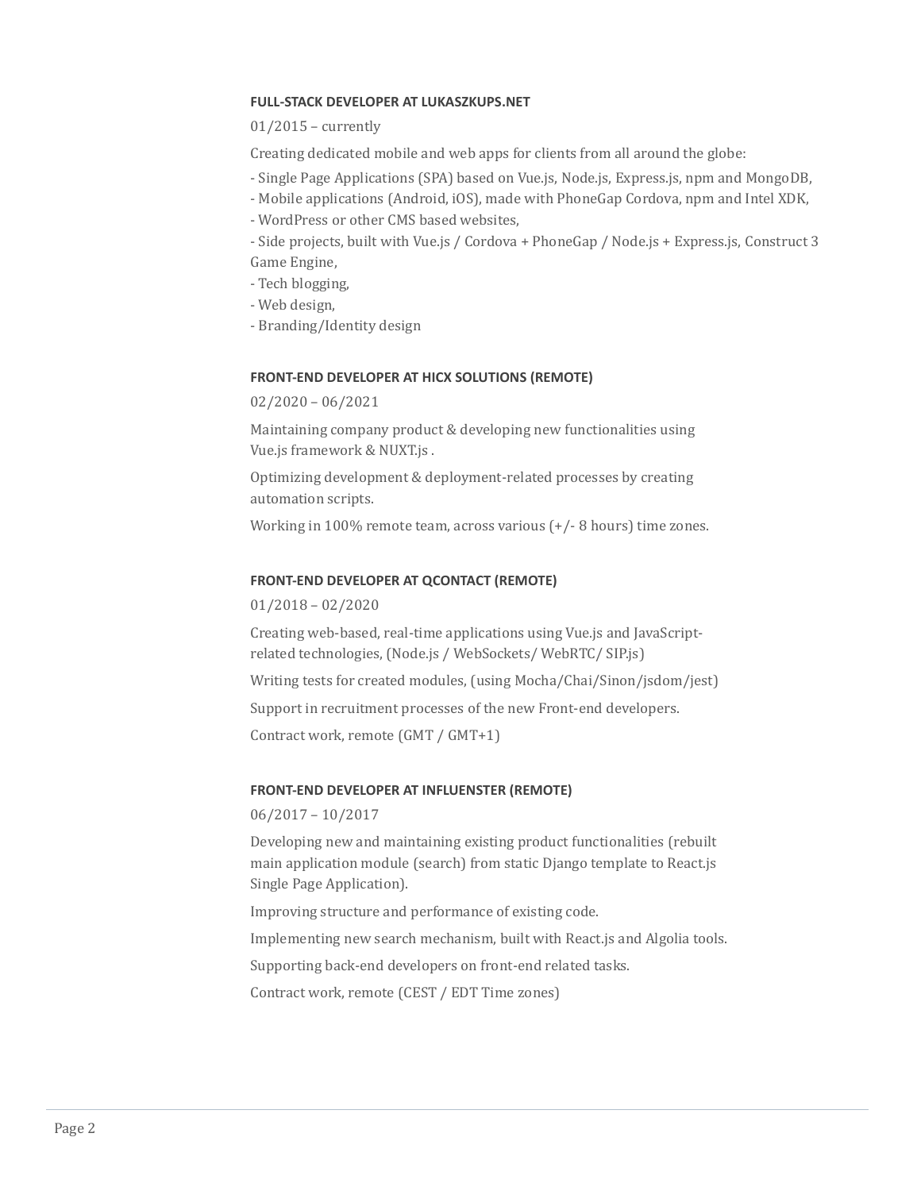### FULL-STACK DEVELOPER AT LUKASZKUPS.NET

01/2015 – currently

Creating dedicated mobile and web apps for clients from all around the globe:

- Single Page Applications (SPA) based on Vue.js, Node.js, Express.js, npm and MongoDB,
- Mobile applications (Android, iOS), made with PhoneGap Cordova, npm and Intel XDK,
- WordPress or other CMS based websites,
- Side projects, built with Vue.js / Cordova + PhoneGap / Node.js + Express.js, Construct 3 Game Engine,
- Tech blogging,
- Web design,
- Branding/Identity design

### FRONT-END DEVELOPER AT HICX SOLUTIONS (REMOTE)

02/2020 – 06/2021

Maintaining company product & developing new functionalities using Vue.js framework & NUXT.js .

Optimizing development & deployment-related processes by creating automation scripts.

Working in 100% remote team, across various (+/- 8 hours) time zones.

### FRONT-END DEVELOPER AT QCONTACT (REMOTE)

01/2018 – 02/2020

Creating web-based, real-time applications using Vue.js and JavaScript-related technologies, (Node.js / WebSockets/ WebRTC/ SIP.js)

Writing tests for created modules, (using Mocha/Chai/Sinon/jsdom/jest)

Support in recruitment processes of the new Front-end developers.

Contract work, remote (GMT / GMT+1)

### FRONT-END DEVELOPER AT INFLUENSTER (REMOTE)

06/2017 – 10/2017

Developing new and maintaining existing product functionalities (rebuilt main application module (search) from static Django template to React.js Single Page Application).

Improving structure and performance of existing code.

Implementing new search mechanism, built with React.js and Algolia tools.

Supporting back-end developers on front-end related tasks.

Contract work, remote (CEST / EDT Time zones)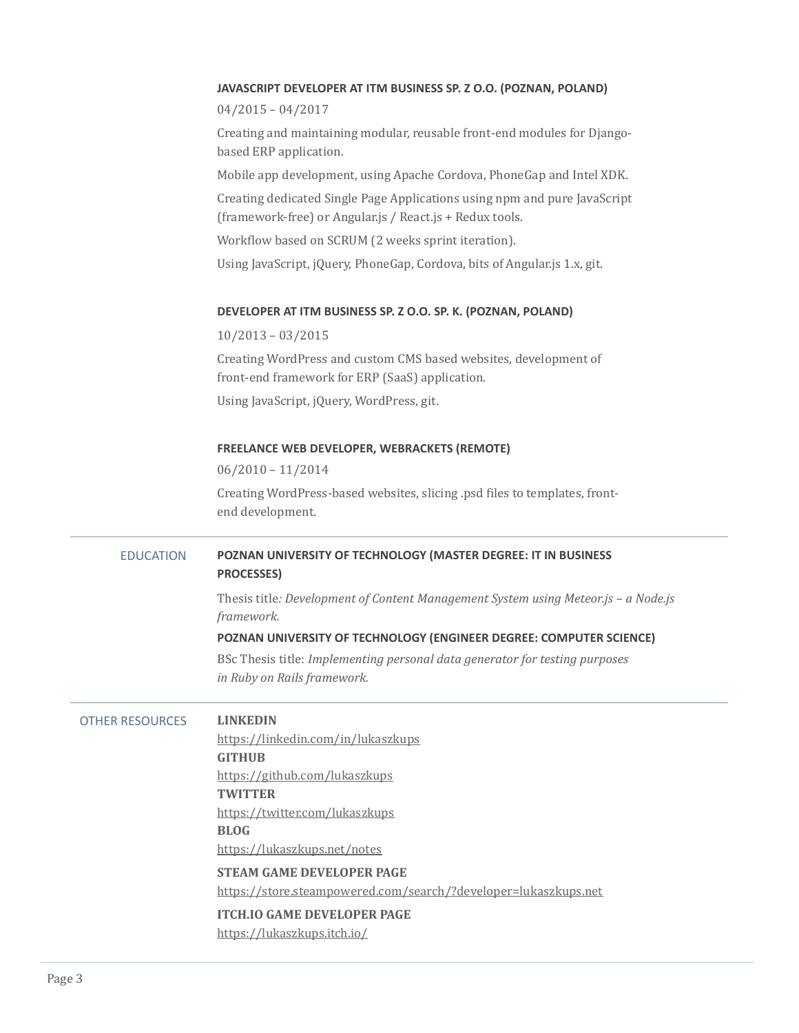### JAVASCRIPT DEVELOPER AT ITM BUSINESS SP. Z O.O. (POZNAN, POLAND)

04/2015 – 04/2017

Creating and maintaining modular, reusable front-end modules for Django-based ERP application.

Mobile app development, using Apache Cordova, PhoneGap and Intel XDK.

Creating dedicated Single Page Applications using npm and pure JavaScript (framework-free) or Angular.js / React.js + Redux tools.

Workflow based on SCRUM (2 weeks sprint iteration).

Using JavaScript, jQuery, PhoneGap, Cordova, bits of Angular.js 1.x, git.

### DEVELOPER AT ITM BUSINESS SP. Z O.O. SP. K. (POZNAN, POLAND)

10/2013 – 03/2015

Creating WordPress and custom CMS based websites, development of front-end framework for ERP (SaaS) application.

Using JavaScript, jQuery, WordPress, git.

### FREELANCE WEB DEVELOPER, WEBRACKETS (REMOTE)

06/2010 – 11/2014

Creating WordPress-based websites, slicing .psd files to templates, front-end development.

---

## EDUCATION

### POZNAN UNIVERSITY OF TECHNOLOGY (MASTER DEGREE: IT IN BUSINESS PROCESSES)

Thesis title*: Development of Content Management System using Meteor.js – a Node.js framework.*

### POZNAN UNIVERSITY OF TECHNOLOGY (ENGINEER DEGREE: COMPUTER SCIENCE)

BSc Thesis title: *Implementing personal data generator for testing purposes in Ruby on Rails framework.*

---

## OTHER RESOURCES

**LINKEDIN**
https://linkedin.com/in/lukaszkups

**GITHUB**
https://github.com/lukaszkups

**TWITTER**
https://twitter.com/lukaszkups

**BLOG**
https://lukaszkups.net/notes

**STEAM GAME DEVELOPER PAGE**
https://store.steampowered.com/search/?developer=lukaszkups.net

**ITCH.IO GAME DEVELOPER PAGE**
https://lukaszkups.itch.io/